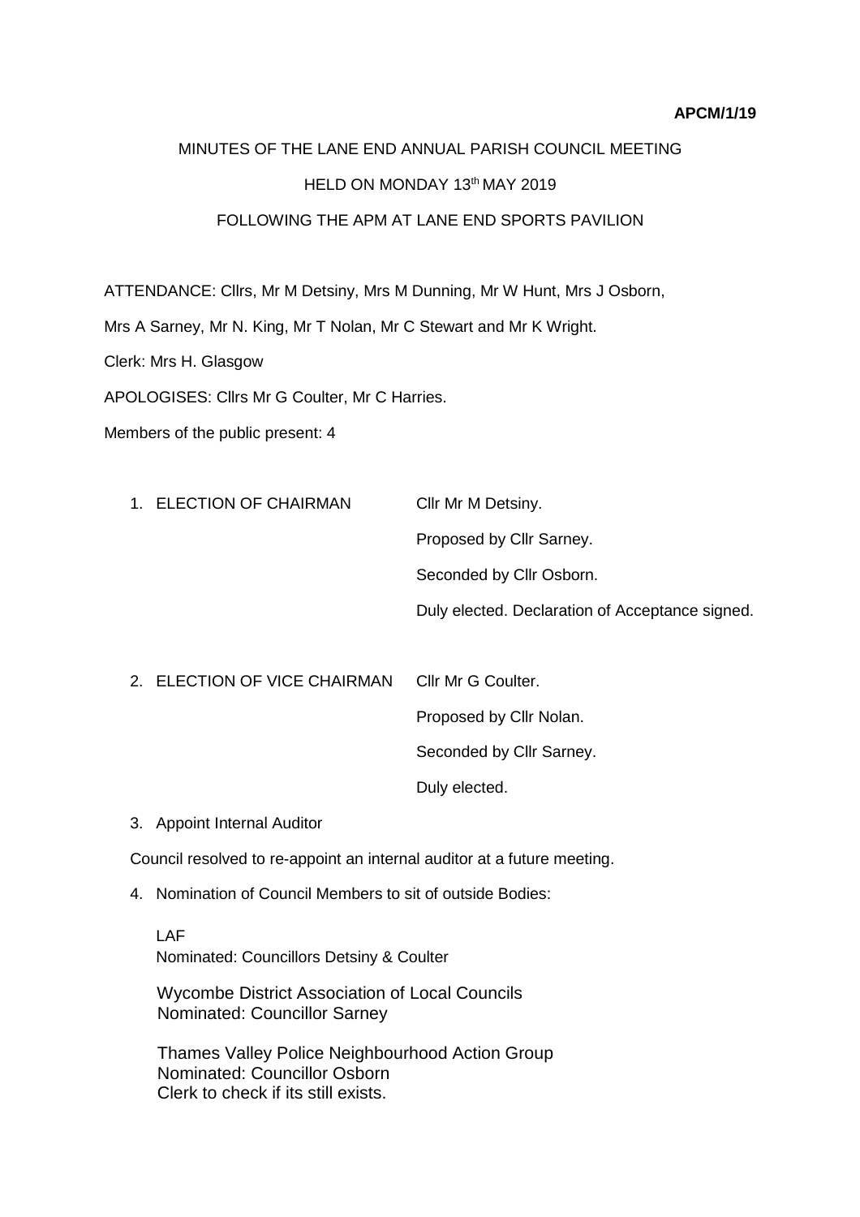**APCM/1/19**

MINUTES OF THE LANE END ANNUAL PARISH COUNCIL MEETING

HELD ON MONDAY 13th MAY 2019

FOLLOWING THE APM AT LANE END SPORTS PAVILION

ATTENDANCE: Cllrs, Mr M Detsiny, Mrs M Dunning, Mr W Hunt, Mrs J Osborn, Mrs A Sarney, Mr N. King, Mr T Nolan, Mr C Stewart and Mr K Wright.

Clerk: Mrs H. Glasgow

APOLOGISES: Cllrs Mr G Coulter, Mr C Harries.

Members of the public present: 4

1. ELECTION OF CHAIRMAN

   Cllr Mr M Detsiny.

   Proposed by Cllr Sarney.

   Seconded by Cllr Osborn.

   Duly elected. Declaration of Acceptance signed.

2. ELECTION OF VICE CHAIRMAN

   Cllr Mr G Coulter.

   Proposed by Cllr Nolan.

   Seconded by Cllr Sarney.

   Duly elected.

3. Appoint Internal Auditor

   Council resolved to re-appoint an internal auditor at a future meeting.

4. Nomination of Council Members to sit of outside Bodies:

   LAF
   Nominated: Councillors Detsiny & Coulter

   Wycombe District Association of Local Councils
   Nominated: Councillor Sarney

   Thames Valley Police Neighbourhood Action Group
   Nominated: Councillor Osborn
   Clerk to check if its still exists.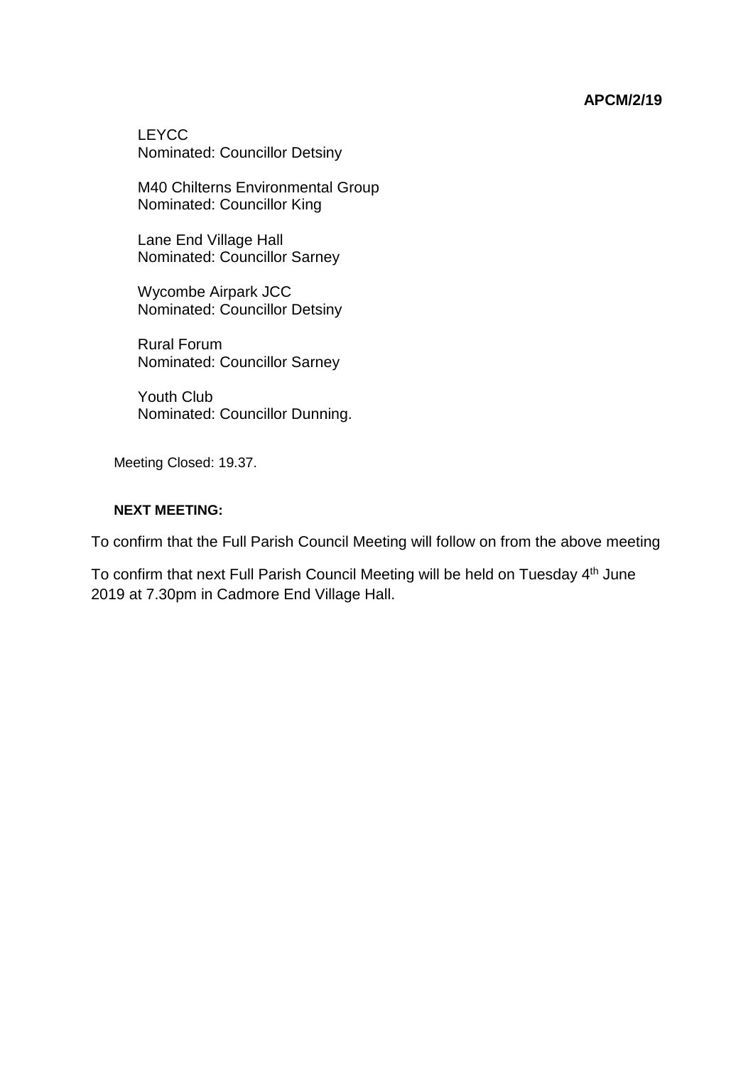LEYCC
Nominated: Councillor Detsiny

M40 Chilterns Environmental Group
Nominated: Councillor King

Lane End Village Hall
Nominated: Councillor Sarney

Wycombe Airpark JCC
Nominated: Councillor Detsiny

Rural Forum
Nominated: Councillor Sarney

Youth Club
Nominated: Councillor Dunning.

Meeting Closed: 19.37.

**NEXT MEETING:**

To confirm that the Full Parish Council Meeting will follow on from the above meeting

To confirm that next Full Parish Council Meeting will be held on Tuesday 4th June 2019 at 7.30pm in Cadmore End Village Hall.